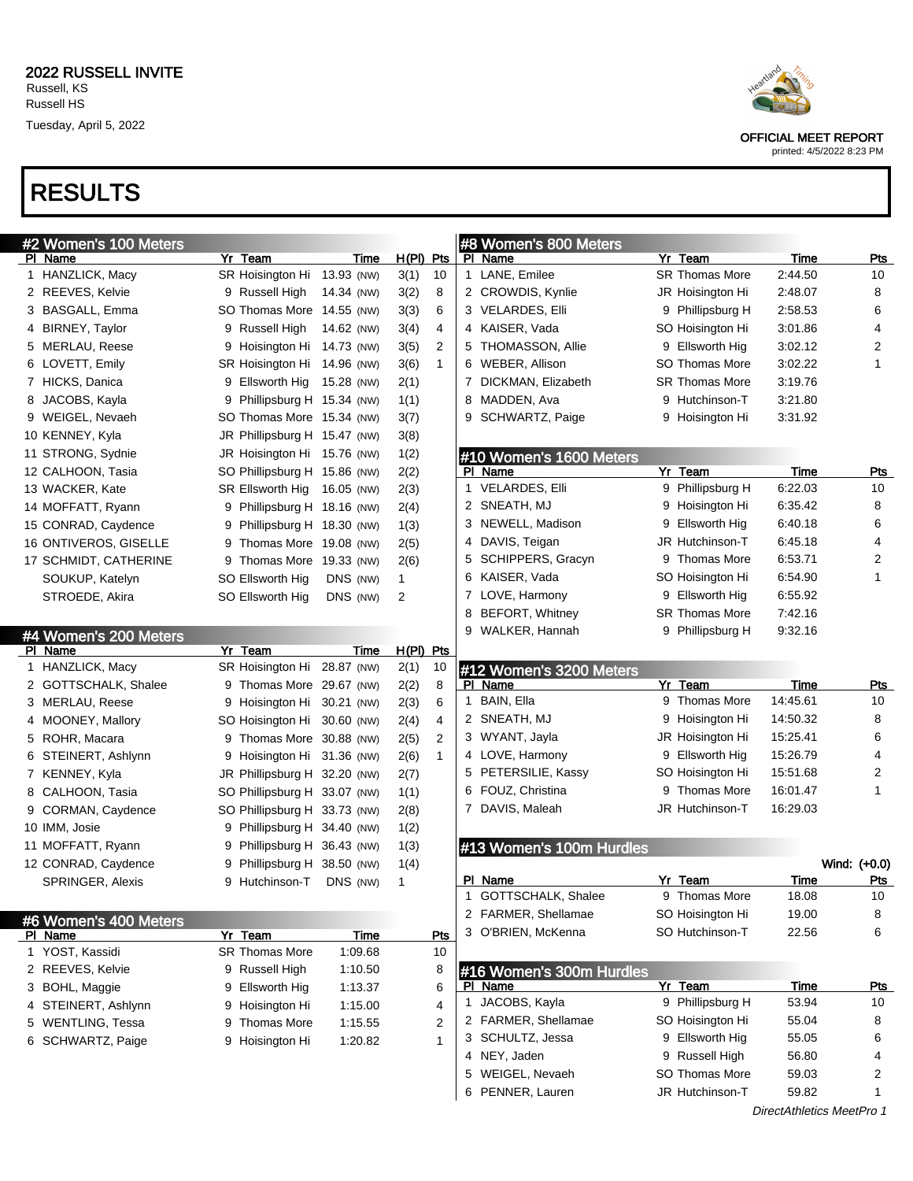2022 RUSSELL INVITE
Russell, KS
Russell HS
Tuesday, April 5, 2022

OFFICIAL MEET REPORT
printed: 4/5/2022 8:23 PM

# RESULTS

## #2 Women's 100 Meters

| Pl | Name | Yr | Team | Time | H(Pl) | Pts |
|---|---|---|---|---|---|---|
| 1 | HANZLICK, Macy | SR | Hoisington Hi | 13.93 (NW) | 3(1) | 10 |
| 2 | REEVES, Kelvie | 9 | Russell High | 14.34 (NW) | 3(2) | 8 |
| 3 | BASGALL, Emma | SO | Thomas More | 14.55 (NW) | 3(3) | 6 |
| 4 | BIRNEY, Taylor | 9 | Russell High | 14.62 (NW) | 3(4) | 4 |
| 5 | MERLAU, Reese | 9 | Hoisington Hi | 14.73 (NW) | 3(5) | 2 |
| 6 | LOVETT, Emily | SR | Hoisington Hi | 14.96 (NW) | 3(6) | 1 |
| 7 | HICKS, Danica | 9 | Ellsworth Hig | 15.28 (NW) | 2(1) | |
| 8 | JACOBS, Kayla | 9 | Phillipsburg H | 15.34 (NW) | 1(1) | |
| 9 | WEIGEL, Nevaeh | SO | Thomas More | 15.34 (NW) | 3(7) | |
| 10 | KENNEY, Kyla | JR | Phillipsburg H | 15.47 (NW) | 3(8) | |
| 11 | STRONG, Sydnie | JR | Hoisington Hi | 15.76 (NW) | 1(2) | |
| 12 | CALHOON, Tasia | SO | Phillipsburg H | 15.86 (NW) | 2(2) | |
| 13 | WACKER, Kate | SR | Ellsworth Hig | 16.05 (NW) | 2(3) | |
| 14 | MOFFATT, Ryann | 9 | Phillipsburg H | 18.16 (NW) | 2(4) | |
| 15 | CONRAD, Caydence | 9 | Phillipsburg H | 18.30 (NW) | 1(3) | |
| 16 | ONTIVEROS, GISELLE | 9 | Thomas More | 19.08 (NW) | 2(5) | |
| 17 | SCHMIDT, CATHERINE | 9 | Thomas More | 19.33 (NW) | 2(6) | |
| | SOUKUP, Katelyn | SO | Ellsworth Hig | DNS (NW) | 1 | |
| | STROEDE, Akira | SO | Ellsworth Hig | DNS (NW) | 2 | |

## #4 Women's 200 Meters

| Pl | Name | Yr | Team | Time | H(Pl) | Pts |
|---|---|---|---|---|---|---|
| 1 | HANZLICK, Macy | SR | Hoisington Hi | 28.87 (NW) | 2(1) | 10 |
| 2 | GOTTSCHALK, Shalee | 9 | Thomas More | 29.67 (NW) | 2(2) | 8 |
| 3 | MERLAU, Reese | 9 | Hoisington Hi | 30.21 (NW) | 2(3) | 6 |
| 4 | MOONEY, Mallory | SO | Hoisington Hi | 30.60 (NW) | 2(4) | 4 |
| 5 | ROHR, Macara | 9 | Thomas More | 30.88 (NW) | 2(5) | 2 |
| 6 | STEINERT, Ashlynn | 9 | Hoisington Hi | 31.36 (NW) | 2(6) | 1 |
| 7 | KENNEY, Kyla | JR | Phillipsburg H | 32.20 (NW) | 2(7) | |
| 8 | CALHOON, Tasia | SO | Phillipsburg H | 33.07 (NW) | 1(1) | |
| 9 | CORMAN, Caydence | SO | Phillipsburg H | 33.73 (NW) | 2(8) | |
| 10 | IMM, Josie | 9 | Phillipsburg H | 34.40 (NW) | 1(2) | |
| 11 | MOFFATT, Ryann | 9 | Phillipsburg H | 36.43 (NW) | 1(3) | |
| 12 | CONRAD, Caydence | 9 | Phillipsburg H | 38.50 (NW) | 1(4) | |
| | SPRINGER, Alexis | 9 | Hutchinson-T | DNS (NW) | 1 | |

## #6 Women's 400 Meters

| Pl | Name | Yr | Team | Time | Pts |
|---|---|---|---|---|---|
| 1 | YOST, Kassidi | SR | Thomas More | 1:09.68 | 10 |
| 2 | REEVES, Kelvie | 9 | Russell High | 1:10.50 | 8 |
| 3 | BOHL, Maggie | 9 | Ellsworth Hig | 1:13.37 | 6 |
| 4 | STEINERT, Ashlynn | 9 | Hoisington Hi | 1:15.00 | 4 |
| 5 | WENTLING, Tessa | 9 | Thomas More | 1:15.55 | 2 |
| 6 | SCHWARTZ, Paige | 9 | Hoisington Hi | 1:20.82 | 1 |

## #8 Women's 800 Meters

| Pl | Name | Yr | Team | Time | Pts |
|---|---|---|---|---|---|
| 1 | LANE, Emilee | SR | Thomas More | 2:44.50 | 10 |
| 2 | CROWDIS, Kynlie | JR | Hoisington Hi | 2:48.07 | 8 |
| 3 | VELARDES, Elli | 9 | Phillipsburg H | 2:58.53 | 6 |
| 4 | KAISER, Vada | SO | Hoisington Hi | 3:01.86 | 4 |
| 5 | THOMASSON, Allie | 9 | Ellsworth Hig | 3:02.12 | 2 |
| 6 | WEBER, Allison | SO | Thomas More | 3:02.22 | 1 |
| 7 | DICKMAN, Elizabeth | SR | Thomas More | 3:19.76 | |
| 8 | MADDEN, Ava | 9 | Hutchinson-T | 3:21.80 | |
| 9 | SCHWARTZ, Paige | 9 | Hoisington Hi | 3:31.92 | |

## #10 Women's 1600 Meters

| Pl | Name | Yr | Team | Time | Pts |
|---|---|---|---|---|---|
| 1 | VELARDES, Elli | 9 | Phillipsburg H | 6:22.03 | 10 |
| 2 | SNEATH, MJ | 9 | Hoisington Hi | 6:35.42 | 8 |
| 3 | NEWELL, Madison | 9 | Ellsworth Hig | 6:40.18 | 6 |
| 4 | DAVIS, Teigan | JR | Hutchinson-T | 6:45.18 | 4 |
| 5 | SCHIPPERS, Gracyn | 9 | Thomas More | 6:53.71 | 2 |
| 6 | KAISER, Vada | SO | Hoisington Hi | 6:54.90 | 1 |
| 7 | LOVE, Harmony | 9 | Ellsworth Hig | 6:55.92 | |
| 8 | BEFORT, Whitney | SR | Thomas More | 7:42.16 | |
| 9 | WALKER, Hannah | 9 | Phillipsburg H | 9:32.16 | |

## #12 Women's 3200 Meters

| Pl | Name | Yr | Team | Time | Pts |
|---|---|---|---|---|---|
| 1 | BAIN, Ella | 9 | Thomas More | 14:45.61 | 10 |
| 2 | SNEATH, MJ | 9 | Hoisington Hi | 14:50.32 | 8 |
| 3 | WYANT, Jayla | JR | Hoisington Hi | 15:25.41 | 6 |
| 4 | LOVE, Harmony | 9 | Ellsworth Hig | 15:26.79 | 4 |
| 5 | PETERSILIE, Kassy | SO | Hoisington Hi | 15:51.68 | 2 |
| 6 | FOUZ, Christina | 9 | Thomas More | 16:01.47 | 1 |
| 7 | DAVIS, Maleah | JR | Hutchinson-T | 16:29.03 | |

## #13 Women's 100m Hurdles

Wind: (+0.0)

| Pl | Name | Yr | Team | Time | Pts |
|---|---|---|---|---|---|
| 1 | GOTTSCHALK, Shalee | 9 | Thomas More | 18.08 | 10 |
| 2 | FARMER, Shellamae | SO | Hoisington Hi | 19.00 | 8 |
| 3 | O'BRIEN, McKenna | SO | Hutchinson-T | 22.56 | 6 |

## #16 Women's 300m Hurdles

| Pl | Name | Yr | Team | Time | Pts |
|---|---|---|---|---|---|
| 1 | JACOBS, Kayla | 9 | Phillipsburg H | 53.94 | 10 |
| 2 | FARMER, Shellamae | SO | Hoisington Hi | 55.04 | 8 |
| 3 | SCHULTZ, Jessa | 9 | Ellsworth Hig | 55.05 | 6 |
| 4 | NEY, Jaden | 9 | Russell High | 56.80 | 4 |
| 5 | WEIGEL, Nevaeh | SO | Thomas More | 59.03 | 2 |
| 6 | PENNER, Lauren | JR | Hutchinson-T | 59.82 | 1 |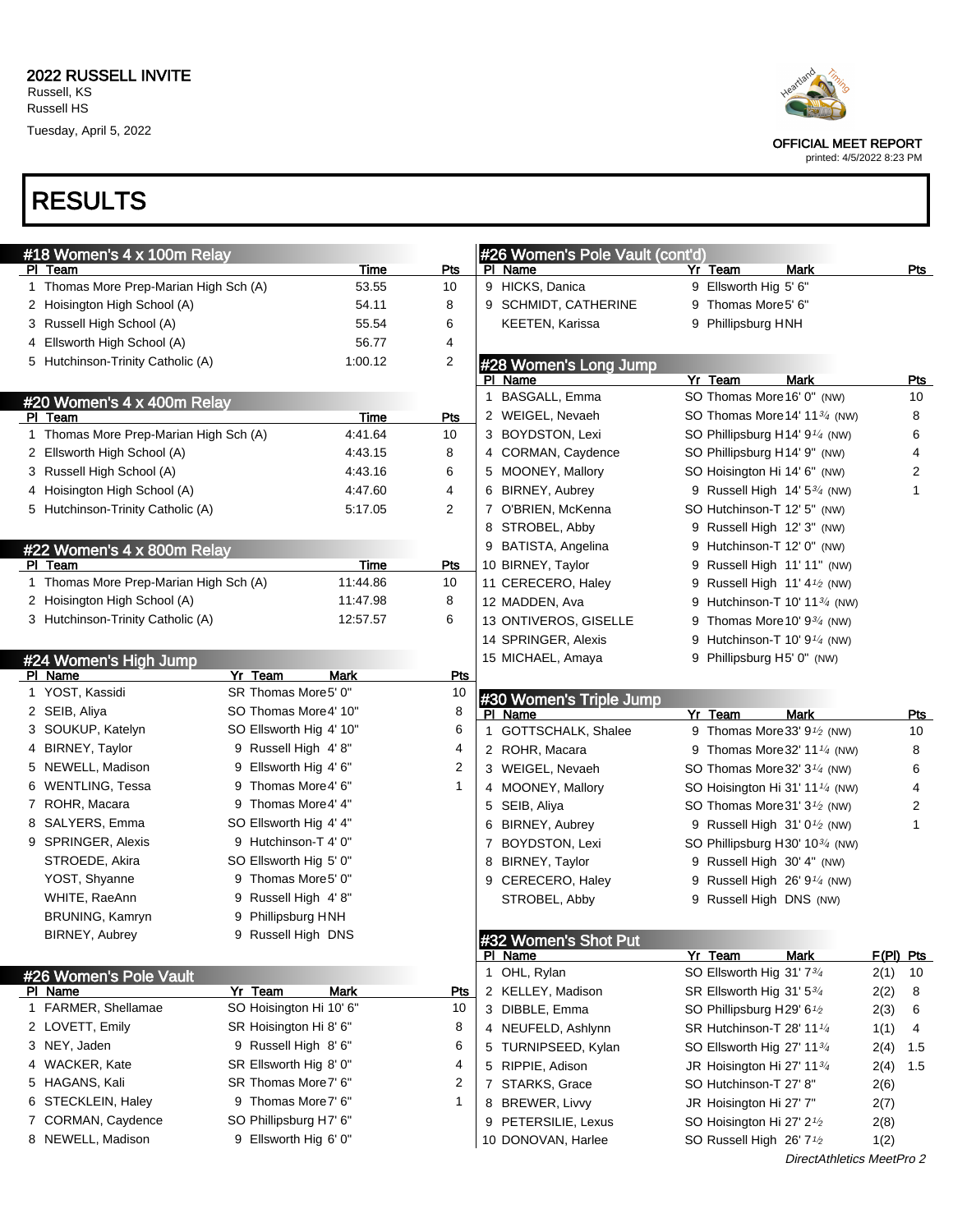# 2022 RUSSELL INVITE

Russell, KS
Russell HS
Tuesday, April 5, 2022

OFFICIAL MEET REPORT
printed: 4/5/2022 8:23 PM

# RESULTS

## #18 Women's 4 x 100m Relay

| Pl | Team | Time | Pts |
|---|---|---|---|
| 1 | Thomas More Prep-Marian High Sch (A) | 53.55 | 10 |
| 2 | Hoisington High School (A) | 54.11 | 8 |
| 3 | Russell High School (A) | 55.54 | 6 |
| 4 | Ellsworth High School (A) | 56.77 | 4 |
| 5 | Hutchinson-Trinity Catholic (A) | 1:00.12 | 2 |

## #20 Women's 4 x 400m Relay

| Pl | Team | Time | Pts |
|---|---|---|---|
| 1 | Thomas More Prep-Marian High Sch (A) | 4:41.64 | 10 |
| 2 | Ellsworth High School (A) | 4:43.15 | 8 |
| 3 | Russell High School (A) | 4:43.16 | 6 |
| 4 | Hoisington High School (A) | 4:47.60 | 4 |
| 5 | Hutchinson-Trinity Catholic (A) | 5:17.05 | 2 |

## #22 Women's 4 x 800m Relay

| Pl | Team | Time | Pts |
|---|---|---|---|
| 1 | Thomas More Prep-Marian High Sch (A) | 11:44.86 | 10 |
| 2 | Hoisington High School (A) | 11:47.98 | 8 |
| 3 | Hutchinson-Trinity Catholic (A) | 12:57.57 | 6 |

## #24 Women's High Jump

| Pl | Name | Yr | Team | Mark | Pts |
|---|---|---|---|---|---|
| 1 | YOST, Kassidi | SR | Thomas More | 5' 0" | 10 |
| 2 | SEIB, Aliya | SO | Thomas More | 4' 10" | 8 |
| 3 | SOUKUP, Katelyn | SO | Ellsworth Hig | 4' 10" | 6 |
| 4 | BIRNEY, Taylor | 9 | Russell High | 4' 8" | 4 |
| 5 | NEWELL, Madison | 9 | Ellsworth Hig | 4' 6" | 2 |
| 6 | WENTLING, Tessa | 9 | Thomas More | 4' 6" | 1 |
| 7 | ROHR, Macara | 9 | Thomas More | 4' 4" | |
| 8 | SALYERS, Emma | SO | Ellsworth Hig | 4' 4" | |
| 9 | SPRINGER, Alexis | 9 | Hutchinson-T | 4' 0" | |
| | STROEDE, Akira | SO | Ellsworth Hig | 5' 0" | |
| | YOST, Shyanne | 9 | Thomas More | 5' 0" | |
| | WHITE, RaeAnn | 9 | Russell High | 4' 8" | |
| | BRUNING, Kamryn | 9 | Phillipsburg H | NH | |
| | BIRNEY, Aubrey | 9 | Russell High | DNS | |

## #26 Women's Pole Vault

| Pl | Name | Yr | Team | Mark | Pts |
|---|---|---|---|---|---|
| 1 | FARMER, Shellamae | SO | Hoisington Hi | 10' 6" | 10 |
| 2 | LOVETT, Emily | SR | Hoisington Hi | 8' 6" | 8 |
| 3 | NEY, Jaden | 9 | Russell High | 8' 6" | 6 |
| 4 | WACKER, Kate | SR | Ellsworth Hig | 8' 0" | 4 |
| 5 | HAGANS, Kali | SR | Thomas More | 7' 6" | 2 |
| 6 | STECKLEIN, Haley | 9 | Thomas More | 7' 6" | 1 |
| 7 | CORMAN, Caydence | SO | Phillipsburg H | 7' 6" | |
| 8 | NEWELL, Madison | 9 | Ellsworth Hig | 6' 0" | |
| 9 | HICKS, Danica | 9 | Ellsworth Hig | 5' 6" | |
| 9 | SCHMIDT, CATHERINE | 9 | Thomas More | 5' 6" | |
| | KEETEN, Karissa | 9 | Phillipsburg H | NH | |

## #28 Women's Long Jump

| Pl | Name | Yr | Team | Mark | Pts |
|---|---|---|---|---|---|
| 1 | BASGALL, Emma | SO | Thomas More | 16' 0" (NW) | 10 |
| 2 | WEIGEL, Nevaeh | SO | Thomas More | 14' 11¾ (NW) | 8 |
| 3 | BOYDSTON, Lexi | SO | Phillipsburg H | 14' 9¼ (NW) | 6 |
| 4 | CORMAN, Caydence | SO | Phillipsburg H | 14' 9" (NW) | 4 |
| 5 | MOONEY, Mallory | SO | Hoisington Hi | 14' 6" (NW) | 2 |
| 6 | BIRNEY, Aubrey | 9 | Russell High | 14' 5¾ (NW) | 1 |
| 7 | O'BRIEN, McKenna | SO | Hutchinson-T | 12' 5" (NW) | |
| 8 | STROBEL, Abby | 9 | Russell High | 12' 3" (NW) | |
| 9 | BATISTA, Angelina | 9 | Hutchinson-T | 12' 0" (NW) | |
| 10 | BIRNEY, Taylor | 9 | Russell High | 11' 11" (NW) | |
| 11 | CERECERO, Haley | 9 | Russell High | 11' 4½ (NW) | |
| 12 | MADDEN, Ava | 9 | Hutchinson-T | 10' 11¾ (NW) | |
| 13 | ONTIVEROS, GISELLE | 9 | Thomas More | 10' 9¾ (NW) | |
| 14 | SPRINGER, Alexis | 9 | Hutchinson-T | 10' 9¼ (NW) | |
| 15 | MICHAEL, Amaya | 9 | Phillipsburg H | 5' 0" (NW) | |

## #30 Women's Triple Jump

| Pl | Name | Yr | Team | Mark | Pts |
|---|---|---|---|---|---|
| 1 | GOTTSCHALK, Shalee | 9 | Thomas More | 33' 9½ (NW) | 10 |
| 2 | ROHR, Macara | 9 | Thomas More | 32' 11¼ (NW) | 8 |
| 3 | WEIGEL, Nevaeh | SO | Thomas More | 32' 3¼ (NW) | 6 |
| 4 | MOONEY, Mallory | SO | Hoisington Hi | 31' 11¼ (NW) | 4 |
| 5 | SEIB, Aliya | SO | Thomas More | 31' 3½ (NW) | 2 |
| 6 | BIRNEY, Aubrey | 9 | Russell High | 31' 0½ (NW) | 1 |
| 7 | BOYDSTON, Lexi | SO | Phillipsburg H | 30' 10¾ (NW) | |
| 8 | BIRNEY, Taylor | 9 | Russell High | 30' 4" (NW) | |
| 9 | CERECERO, Haley | 9 | Russell High | 26' 9¼ (NW) | |
| | STROBEL, Abby | 9 | Russell High | DNS (NW) | |

## #32 Women's Shot Put

| Pl | Name | Yr | Team | Mark | F(Pl) | Pts |
|---|---|---|---|---|---|---|
| 1 | OHL, Rylan | SO | Ellsworth Hig | 31' 7¾ | 2(1) | 10 |
| 2 | KELLEY, Madison | SR | Ellsworth Hig | 31' 5¾ | 2(2) | 8 |
| 3 | DIBBLE, Emma | SO | Phillipsburg H | 29' 6½ | 2(3) | 6 |
| 4 | NEUFELD, Ashlynn | SR | Hutchinson-T | 28' 11¼ | 1(1) | 4 |
| 5 | TURNIPSEED, Kylan | SO | Ellsworth Hig | 27' 11¾ | 2(4) | 1.5 |
| 5 | RIPPIE, Adison | JR | Hoisington Hi | 27' 11¾ | 2(4) | 1.5 |
| 7 | STARKS, Grace | SO | Hutchinson-T | 27' 8" | 2(6) | |
| 8 | BREWER, Livvy | JR | Hoisington Hi | 27' 7" | 2(7) | |
| 9 | PETERSILIE, Lexus | SO | Hoisington Hi | 27' 2½ | 2(8) | |
| 10 | DONOVAN, Harlee | SO | Russell High | 26' 7½ | 1(2) | |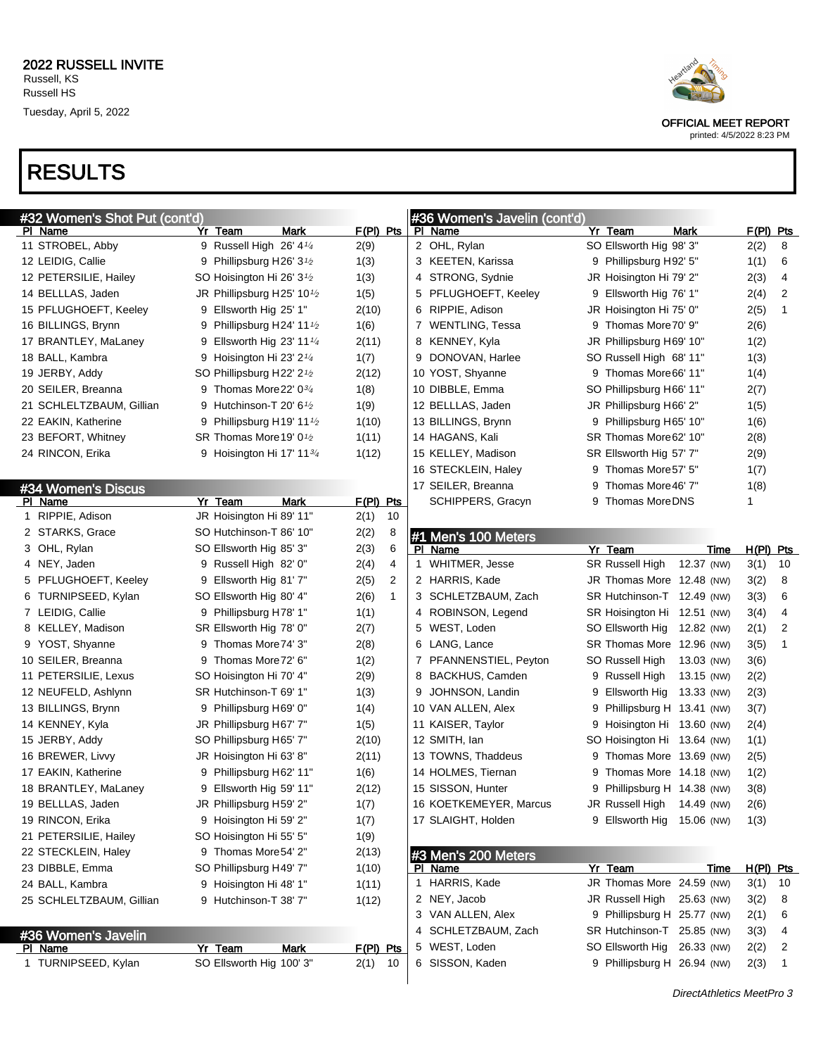# 2022 RUSSELL INVITE

Russell, KS
Russell HS
Tuesday, April 5, 2022

OFFICIAL MEET REPORT
printed: 4/5/2022 8:23 PM

# RESULTS

## #32 Women's Shot Put (cont'd)

| Pl | Name | Yr | Team | Mark | F(Pl) | Pts |
|---|---|---|---|---|---|---|
| 11 | STROBEL, Abby | 9 | Russell High | 26' 4 1/4 | 2(9) | |
| 12 | LEIDIG, Callie | 9 | Phillipsburg H | 26' 3 1/2 | 1(3) | |
| 12 | PETERSILIE, Hailey | SO | Hoisington Hi | 26' 3 1/2 | 1(3) | |
| 14 | BELLLAS, Jaden | JR | Phillipsburg H | 25' 10 1/2 | 1(5) | |
| 15 | PFLUGHOEFT, Keeley | 9 | Ellsworth Hig | 25' 1" | 2(10) | |
| 16 | BILLINGS, Brynn | 9 | Phillipsburg H | 24' 11 1/2 | 1(6) | |
| 17 | BRANTLEY, MaLaney | 9 | Ellsworth Hig | 23' 11 1/4 | 2(11) | |
| 18 | BALL, Kambra | 9 | Hoisington Hi | 23' 2 1/4 | 1(7) | |
| 19 | JERBY, Addy | SO | Phillipsburg H | 22' 2 1/2 | 2(12) | |
| 20 | SEILER, Breanna | 9 | Thomas More | 22' 0 3/4 | 1(8) | |
| 21 | SCHLETZBAUM, Gillian | 9 | Hutchinson-T | 20' 6 1/2 | 1(9) | |
| 22 | EAKIN, Katherine | 9 | Phillipsburg H | 19' 11 1/2 | 1(10) | |
| 23 | BEFORT, Whitney | SR | Thomas More | 19' 0 1/2 | 1(11) | |
| 24 | RINCON, Erika | 9 | Hoisington Hi | 17' 11 3/4 | 1(12) | |

## #34 Women's Discus

| Pl | Name | Yr | Team | Mark | F(Pl) | Pts |
|---|---|---|---|---|---|---|
| 1 | RIPPIE, Adison | JR | Hoisington Hi | 89' 11" | 2(1) | 10 |
| 2 | STARKS, Grace | SO | Hutchinson-T | 86' 10" | 2(2) | 8 |
| 3 | OHL, Rylan | SO | Ellsworth Hig | 85' 3" | 2(3) | 6 |
| 4 | NEY, Jaden | 9 | Russell High | 82' 0" | 2(4) | 4 |
| 5 | PFLUGHOEFT, Keeley | 9 | Ellsworth Hig | 81' 7" | 2(5) | 2 |
| 6 | TURNIPSEED, Kylan | SO | Ellsworth Hig | 80' 4" | 2(6) | 1 |
| 7 | LEIDIG, Callie | 9 | Phillipsburg H | 78' 1" | 1(1) | |
| 8 | KELLEY, Madison | SR | Ellsworth Hig | 78' 0" | 2(7) | |
| 9 | YOST, Shyanne | 9 | Thomas More | 74' 3" | 2(8) | |
| 10 | SEILER, Breanna | 9 | Thomas More | 72' 6" | 1(2) | |
| 11 | PETERSILIE, Lexus | SO | Hoisington Hi | 70' 4" | 2(9) | |
| 12 | NEUFELD, Ashlynn | SR | Hutchinson-T | 69' 1" | 1(3) | |
| 13 | BILLINGS, Brynn | 9 | Phillipsburg H | 69' 0" | 1(4) | |
| 14 | KENNEY, Kyla | JR | Phillipsburg H | 67' 7" | 1(5) | |
| 15 | JERBY, Addy | SO | Phillipsburg H | 65' 7" | 2(10) | |
| 16 | BREWER, Livvy | JR | Hoisington Hi | 63' 8" | 2(11) | |
| 17 | EAKIN, Katherine | 9 | Phillipsburg H | 62' 11" | 1(6) | |
| 18 | BRANTLEY, MaLaney | 9 | Ellsworth Hig | 59' 11" | 2(12) | |
| 19 | BELLLAS, Jaden | JR | Phillipsburg H | 59' 2" | 1(7) | |
| 19 | RINCON, Erika | 9 | Hoisington Hi | 59' 2" | 1(7) | |
| 21 | PETERSILIE, Hailey | SO | Hoisington Hi | 55' 5" | 1(9) | |
| 22 | STECKLEIN, Haley | 9 | Thomas More | 54' 2" | 2(13) | |
| 23 | DIBBLE, Emma | SO | Phillipsburg H | 49' 7" | 1(10) | |
| 24 | BALL, Kambra | 9 | Hoisington Hi | 48' 1" | 1(11) | |
| 25 | SCHLETZBAUM, Gillian | 9 | Hutchinson-T | 38' 7" | 1(12) | |

## #36 Women's Javelin

| Pl | Name | Yr | Team | Mark | F(Pl) | Pts |
|---|---|---|---|---|---|---|
| 1 | TURNIPSEED, Kylan | SO | Ellsworth Hig | 100' 3" | 2(1) | 10 |
| 2 | OHL, Rylan | SO | Ellsworth Hig | 98' 3" | 2(2) | 8 |
| 3 | KEETEN, Karissa | 9 | Phillipsburg H | 92' 5" | 1(1) | 6 |
| 4 | STRONG, Sydnie | JR | Hoisington Hi | 79' 2" | 2(3) | 4 |
| 5 | PFLUGHOEFT, Keeley | 9 | Ellsworth Hig | 76' 1" | 2(4) | 2 |
| 6 | RIPPIE, Adison | JR | Hoisington Hi | 75' 0" | 2(5) | 1 |
| 7 | WENTLING, Tessa | 9 | Thomas More | 70' 9" | 2(6) | |
| 8 | KENNEY, Kyla | JR | Phillipsburg H | 69' 10" | 1(2) | |
| 9 | DONOVAN, Harlee | SO | Russell High | 68' 11" | 1(3) | |
| 10 | YOST, Shyanne | 9 | Thomas More | 66' 11" | 1(4) | |
| 10 | DIBBLE, Emma | SO | Phillipsburg H | 66' 11" | 2(7) | |
| 12 | BELLLAS, Jaden | JR | Phillipsburg H | 66' 2" | 1(5) | |
| 13 | BILLINGS, Brynn | 9 | Phillipsburg H | 65' 10" | 1(6) | |
| 14 | HAGANS, Kali | SR | Thomas More | 62' 10" | 2(8) | |
| 15 | KELLEY, Madison | SR | Ellsworth Hig | 57' 7" | 2(9) | |
| 16 | STECKLEIN, Haley | 9 | Thomas More | 57' 5" | 1(7) | |
| 17 | SEILER, Breanna | 9 | Thomas More | 46' 7" | 1(8) | |
| | SCHIPPERS, Gracyn | 9 | Thomas More | DNS | 1 | |

## #1 Men's 100 Meters

| Pl | Name | Yr | Team | Time | H(Pl) | Pts |
|---|---|---|---|---|---|---|
| 1 | WHITMER, Jesse | SR | Russell High | 12.37 (NW) | 3(1) | 10 |
| 2 | HARRIS, Kade | JR | Thomas More | 12.48 (NW) | 3(2) | 8 |
| 3 | SCHLETZBAUM, Zach | SR | Hutchinson-T | 12.49 (NW) | 3(3) | 6 |
| 4 | ROBINSON, Legend | SR | Hoisington Hi | 12.51 (NW) | 3(4) | 4 |
| 5 | WEST, Loden | SO | Ellsworth Hig | 12.82 (NW) | 2(1) | 2 |
| 6 | LANG, Lance | SR | Thomas More | 12.96 (NW) | 3(5) | 1 |
| 7 | PFANNENSTIEL, Peyton | SO | Russell High | 13.03 (NW) | 3(6) | |
| 8 | BACKHUS, Camden | 9 | Russell High | 13.15 (NW) | 2(2) | |
| 9 | JOHNSON, Landin | 9 | Ellsworth Hig | 13.33 (NW) | 2(3) | |
| 10 | VAN ALLEN, Alex | 9 | Phillipsburg H | 13.41 (NW) | 3(7) | |
| 11 | KAISER, Taylor | 9 | Hoisington Hi | 13.60 (NW) | 2(4) | |
| 12 | SMITH, Ian | SO | Hoisington Hi | 13.64 (NW) | 1(1) | |
| 13 | TOWNS, Thaddeus | 9 | Thomas More | 13.69 (NW) | 2(5) | |
| 14 | HOLMES, Tiernan | 9 | Thomas More | 14.18 (NW) | 1(2) | |
| 15 | SISSON, Hunter | 9 | Phillipsburg H | 14.38 (NW) | 3(8) | |
| 16 | KOETKEMEYER, Marcus | JR | Russell High | 14.49 (NW) | 2(6) | |
| 17 | SLAIGHT, Holden | 9 | Ellsworth Hig | 15.06 (NW) | 1(3) | |

## #3 Men's 200 Meters

| Pl | Name | Yr | Team | Time | H(Pl) | Pts |
|---|---|---|---|---|---|---|
| 1 | HARRIS, Kade | JR | Thomas More | 24.59 (NW) | 3(1) | 10 |
| 2 | NEY, Jacob | JR | Russell High | 25.63 (NW) | 3(2) | 8 |
| 3 | VAN ALLEN, Alex | 9 | Phillipsburg H | 25.77 (NW) | 2(1) | 6 |
| 4 | SCHLETZBAUM, Zach | SR | Hutchinson-T | 25.85 (NW) | 3(3) | 4 |
| 5 | WEST, Loden | SO | Ellsworth Hig | 26.33 (NW) | 2(2) | 2 |
| 6 | SISSON, Kaden | 9 | Phillipsburg H | 26.94 (NW) | 2(3) | 1 |

DirectAthletics MeetPro 3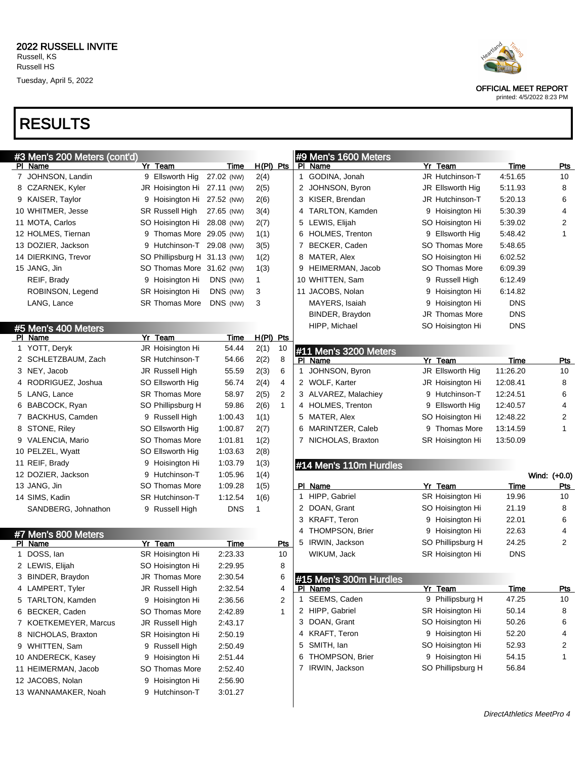**2022 RUSSELL INVITE**
Russell, KS
Russell HS
Tuesday, April 5, 2022

OFFICIAL MEET REPORT
printed: 4/5/2022 8:23 PM

# RESULTS

## #3 Men's 200 Meters (cont'd)

| Pl | Name | Yr | Team | Time | | H(Pl) | Pts |
|---|---|---|---|---|---|---|---|
| 7 | JOHNSON, Landin | 9 | Ellsworth Hig | 27.02 | (NW) | 2(4) | |
| 8 | CZARNEK, Kyler | JR | Hoisington Hi | 27.11 | (NW) | 2(5) | |
| 9 | KAISER, Taylor | 9 | Hoisington Hi | 27.52 | (NW) | 2(6) | |
| 10 | WHITMER, Jesse | SR | Russell High | 27.65 | (NW) | 3(4) | |
| 11 | MOTA, Carlos | SO | Hoisington Hi | 28.08 | (NW) | 2(7) | |
| 12 | HOLMES, Tiernan | 9 | Thomas More | 29.05 | (NW) | 1(1) | |
| 13 | DOZIER, Jackson | 9 | Hutchinson-T | 29.08 | (NW) | 3(5) | |
| 14 | DIERKING, Trevor | SO | Phillipsburg H | 31.13 | (NW) | 1(2) | |
| 15 | JANG, Jin | SO | Thomas More | 31.62 | (NW) | 1(3) | |
| | REIF, Brady | 9 | Hoisington Hi | DNS | (NW) | 1 | |
| | ROBINSON, Legend | SR | Hoisington Hi | DNS | (NW) | 3 | |
| | LANG, Lance | SR | Thomas More | DNS | (NW) | 3 | |

## #5 Men's 400 Meters

| Pl | Name | Yr | Team | Time | H(Pl) | Pts |
|---|---|---|---|---|---|---|
| 1 | YOTT, Deryk | JR | Hoisington Hi | 54.44 | 2(1) | 10 |
| 2 | SCHLETZBAUM, Zach | SR | Hutchinson-T | 54.66 | 2(2) | 8 |
| 3 | NEY, Jacob | JR | Russell High | 55.59 | 2(3) | 6 |
| 4 | RODRIGUEZ, Joshua | SO | Ellsworth Hig | 56.74 | 2(4) | 4 |
| 5 | LANG, Lance | SR | Thomas More | 58.97 | 2(5) | 2 |
| 6 | BABCOCK, Ryan | SO | Phillipsburg H | 59.86 | 2(6) | 1 |
| 7 | BACKHUS, Camden | 9 | Russell High | 1:00.43 | 1(1) | |
| 8 | STONE, Riley | SO | Ellsworth Hig | 1:00.87 | 2(7) | |
| 9 | VALENCIA, Mario | SO | Thomas More | 1:01.81 | 1(2) | |
| 10 | PELZEL, Wyatt | SO | Ellsworth Hig | 1:03.63 | 2(8) | |
| 11 | REIF, Brady | 9 | Hoisington Hi | 1:03.79 | 1(3) | |
| 12 | DOZIER, Jackson | 9 | Hutchinson-T | 1:05.96 | 1(4) | |
| 13 | JANG, Jin | SO | Thomas More | 1:09.28 | 1(5) | |
| 14 | SIMS, Kadin | SR | Hutchinson-T | 1:12.54 | 1(6) | |
| | SANDBERG, Johnathon | 9 | Russell High | DNS | 1 | |

## #7 Men's 800 Meters

| Pl | Name | Yr | Team | Time | Pts |
|---|---|---|---|---|---|
| 1 | DOSS, Ian | SR | Hoisington Hi | 2:23.33 | 10 |
| 2 | LEWIS, Elijah | SO | Hoisington Hi | 2:29.95 | 8 |
| 3 | BINDER, Braydon | JR | Thomas More | 2:30.54 | 6 |
| 4 | LAMPERT, Tyler | JR | Russell High | 2:32.54 | 4 |
| 5 | TARLTON, Kamden | 9 | Hoisington Hi | 2:36.56 | 2 |
| 6 | BECKER, Caden | SO | Thomas More | 2:42.89 | 1 |
| 7 | KOETKEMEYER, Marcus | JR | Russell High | 2:43.17 | |
| 8 | NICHOLAS, Braxton | SR | Hoisington Hi | 2:50.19 | |
| 9 | WHITTEN, Sam | 9 | Russell High | 2:50.49 | |
| 10 | ANDERECK, Kasey | 9 | Hoisington Hi | 2:51.44 | |
| 11 | HEIMERMAN, Jacob | SO | Thomas More | 2:52.40 | |
| 12 | JACOBS, Nolan | 9 | Hoisington Hi | 2:56.90 | |
| 13 | WANNAMAKER, Noah | 9 | Hutchinson-T | 3:01.27 | |

## #9 Men's 1600 Meters

| Pl | Name | Yr | Team | Time | Pts |
|---|---|---|---|---|---|
| 1 | GODINA, Jonah | JR | Hutchinson-T | 4:51.65 | 10 |
| 2 | JOHNSON, Byron | JR | Ellsworth Hig | 5:11.93 | 8 |
| 3 | KISER, Brendan | JR | Hutchinson-T | 5:20.13 | 6 |
| 4 | TARLTON, Kamden | 9 | Hoisington Hi | 5:30.39 | 4 |
| 5 | LEWIS, Elijah | SO | Hoisington Hi | 5:39.02 | 2 |
| 6 | HOLMES, Trenton | 9 | Ellsworth Hig | 5:48.42 | 1 |
| 7 | BECKER, Caden | SO | Thomas More | 5:48.65 | |
| 8 | MATER, Alex | SO | Hoisington Hi | 6:02.52 | |
| 9 | HEIMERMAN, Jacob | SO | Thomas More | 6:09.39 | |
| 10 | WHITTEN, Sam | 9 | Russell High | 6:12.49 | |
| 11 | JACOBS, Nolan | 9 | Hoisington Hi | 6:14.82 | |
| | MAYERS, Isaiah | 9 | Hoisington Hi | DNS | |
| | BINDER, Braydon | JR | Thomas More | DNS | |
| | HIPP, Michael | SO | Hoisington Hi | DNS | |

## #11 Men's 3200 Meters

| Pl | Name | Yr | Team | Time | Pts |
|---|---|---|---|---|---|
| 1 | JOHNSON, Byron | JR | Ellsworth Hig | 11:26.20 | 10 |
| 2 | WOLF, Karter | JR | Hoisington Hi | 12:08.41 | 8 |
| 3 | ALVAREZ, Malachiey | 9 | Hutchinson-T | 12:24.51 | 6 |
| 4 | HOLMES, Trenton | 9 | Ellsworth Hig | 12:40.57 | 4 |
| 5 | MATER, Alex | SO | Hoisington Hi | 12:48.22 | 2 |
| 6 | MARINTZER, Caleb | 9 | Thomas More | 13:14.59 | 1 |
| 7 | NICHOLAS, Braxton | SR | Hoisington Hi | 13:50.09 | |

## #14 Men's 110m Hurdles

Wind: (+0.0)

| Pl | Name | Yr | Team | Time | Pts |
|---|---|---|---|---|---|
| 1 | HIPP, Gabriel | SR | Hoisington Hi | 19.96 | 10 |
| 2 | DOAN, Grant | SO | Hoisington Hi | 21.19 | 8 |
| 3 | KRAFT, Teron | 9 | Hoisington Hi | 22.01 | 6 |
| 4 | THOMPSON, Brier | 9 | Hoisington Hi | 22.63 | 4 |
| 5 | IRWIN, Jackson | SO | Phillipsburg H | 24.25 | 2 |
| | WIKUM, Jack | SR | Hoisington Hi | DNS | |

## #15 Men's 300m Hurdles

| Pl | Name | Yr | Team | Time | Pts |
|---|---|---|---|---|---|
| 1 | SEEMS, Caden | 9 | Phillipsburg H | 47.25 | 10 |
| 2 | HIPP, Gabriel | SR | Hoisington Hi | 50.14 | 8 |
| 3 | DOAN, Grant | SO | Hoisington Hi | 50.26 | 6 |
| 4 | KRAFT, Teron | 9 | Hoisington Hi | 52.20 | 4 |
| 5 | SMITH, Ian | SO | Hoisington Hi | 52.93 | 2 |
| 6 | THOMPSON, Brier | 9 | Hoisington Hi | 54.15 | 1 |
| 7 | IRWIN, Jackson | SO | Phillipsburg H | 56.84 | |

*DirectAthletics MeetPro 4*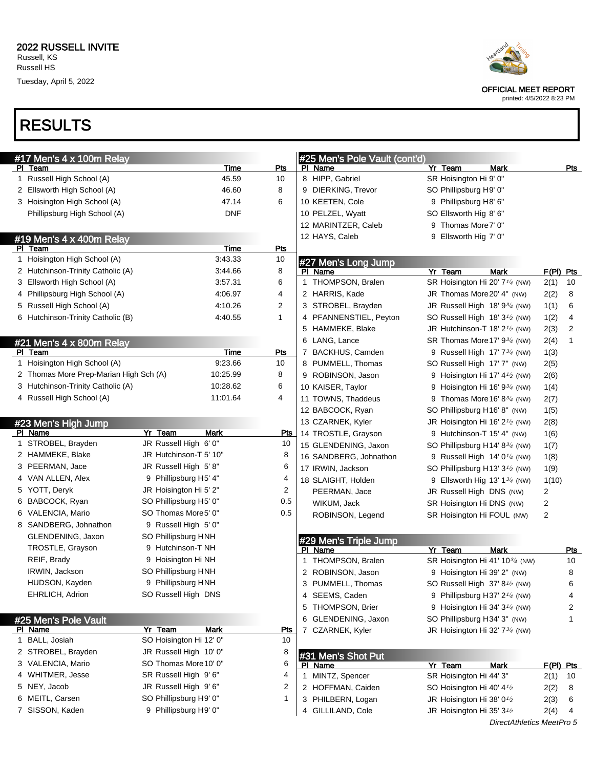# 2022 RUSSELL INVITE

Russell, KS
Russell HS
Tuesday, April 5, 2022

OFFICIAL MEET REPORT
printed: 4/5/2022 8:23 PM

# RESULTS

## #17 Men's 4 x 100m Relay

| Pl | Team | Time | Pts |
|---|---|---|---|
| 1 | Russell High School (A) | 45.59 | 10 |
| 2 | Ellsworth High School (A) | 46.60 | 8 |
| 3 | Hoisington High School (A) | 47.14 | 6 |
| | Phillipsburg High School (A) | DNF | |

## #19 Men's 4 x 400m Relay

| Pl | Team | Time | Pts |
|---|---|---|---|
| 1 | Hoisington High School (A) | 3:43.33 | 10 |
| 2 | Hutchinson-Trinity Catholic (A) | 3:44.66 | 8 |
| 3 | Ellsworth High School (A) | 3:57.31 | 6 |
| 4 | Phillipsburg High School (A) | 4:06.97 | 4 |
| 5 | Russell High School (A) | 4:10.26 | 2 |
| 6 | Hutchinson-Trinity Catholic (B) | 4:40.55 | 1 |

## #21 Men's 4 x 800m Relay

| Pl | Team | Time | Pts |
|---|---|---|---|
| 1 | Hoisington High School (A) | 9:23.66 | 10 |
| 2 | Thomas More Prep-Marian High Sch (A) | 10:25.99 | 8 |
| 3 | Hutchinson-Trinity Catholic (A) | 10:28.62 | 6 |
| 4 | Russell High School (A) | 11:01.64 | 4 |

## #23 Men's High Jump

| Pl | Name | Yr | Team | Mark | Pts |
|---|---|---|---|---|---|
| 1 | STROBEL, Brayden | JR | Russell High | 6' 0" | 10 |
| 2 | HAMMEKE, Blake | JR | Hutchinson-T | 5' 10" | 8 |
| 3 | PEERMAN, Jace | JR | Russell High | 5' 8" | 6 |
| 4 | VAN ALLEN, Alex | 9 | Phillipsburg H | 5' 4" | 4 |
| 5 | YOTT, Deryk | JR | Hoisington Hi | 5' 2" | 2 |
| 6 | BABCOCK, Ryan | SO | Phillipsburg H | 5' 0" | 0.5 |
| 6 | VALENCIA, Mario | SO | Thomas More | 5' 0" | 0.5 |
| 8 | SANDBERG, Johnathon | 9 | Russell High | 5' 0" | |
| | GLENDENING, Jaxon | SO | Phillipsburg H | NH | |
| | TROSTLE, Grayson | 9 | Hutchinson-T | NH | |
| | REIF, Brady | 9 | Hoisington Hi | NH | |
| | IRWIN, Jackson | SO | Phillipsburg H | NH | |
| | HUDSON, Kayden | 9 | Phillipsburg H | NH | |
| | EHRLICH, Adrion | SO | Russell High | DNS | |

## #25 Men's Pole Vault

| Pl | Name | Yr | Team | Mark | Pts |
|---|---|---|---|---|---|
| 1 | BALL, Josiah | SO | Hoisington Hi | 12' 0" | 10 |
| 2 | STROBEL, Brayden | JR | Russell High | 10' 0" | 8 |
| 3 | VALENCIA, Mario | SO | Thomas More | 10' 0" | 6 |
| 4 | WHITMER, Jesse | SR | Russell High | 9' 6" | 4 |
| 5 | NEY, Jacob | JR | Russell High | 9' 6" | 2 |
| 6 | MEITL, Carsen | SO | Phillipsburg H | 9' 0" | 1 |
| 7 | SISSON, Kaden | 9 | Phillipsburg H | 9' 0" | |
| 8 | HIPP, Gabriel | SR | Hoisington Hi | 9' 0" | |
| 9 | DIERKING, Trevor | SO | Phillipsburg H | 9' 0" | |
| 10 | KEETEN, Cole | 9 | Phillipsburg H | 8' 6" | |
| 10 | PELZEL, Wyatt | SO | Ellsworth Hig | 8' 6" | |
| 12 | MARINTZER, Caleb | 9 | Thomas More | 7' 0" | |
| 12 | HAYS, Caleb | 9 | Ellsworth Hig | 7' 0" | |

## #27 Men's Long Jump

| Pl | Name | Yr | Team | Mark | F(Pl) | Pts |
|---|---|---|---|---|---|---|
| 1 | THOMPSON, Bralen | SR | Hoisington Hi | 20' 7¼ (NW) | 2(1) | 10 |
| 2 | HARRIS, Kade | JR | Thomas More | 20' 4" (NW) | 2(2) | 8 |
| 3 | STROBEL, Brayden | JR | Russell High | 18' 9¾ (NW) | 1(1) | 6 |
| 4 | PFANNENSTIEL, Peyton | SO | Russell High | 18' 3½ (NW) | 1(2) | 4 |
| 5 | HAMMEKE, Blake | JR | Hutchinson-T | 18' 2½ (NW) | 2(3) | 2 |
| 6 | LANG, Lance | SR | Thomas More | 17' 9¾ (NW) | 2(4) | 1 |
| 7 | BACKHUS, Camden | 9 | Russell High | 17' 7¾ (NW) | 1(3) | |
| 8 | PUMMELL, Thomas | SO | Russell High | 17' 7" (NW) | 2(5) | |
| 9 | ROBINSON, Jason | 9 | Hoisington Hi | 17' 4½ (NW) | 2(6) | |
| 10 | KAISER, Taylor | 9 | Hoisington Hi | 16' 9¾ (NW) | 1(4) | |
| 11 | TOWNS, Thaddeus | 9 | Thomas More | 16' 8¾ (NW) | 2(7) | |
| 12 | BABCOCK, Ryan | SO | Phillipsburg H | 16' 8" (NW) | 1(5) | |
| 13 | CZARNEK, Kyler | JR | Hoisington Hi | 16' 2½ (NW) | 2(8) | |
| 14 | TROSTLE, Grayson | 9 | Hutchinson-T | 15' 4" (NW) | 1(6) | |
| 15 | GLENDENING, Jaxon | SO | Phillipsburg H | 14' 8¾ (NW) | 1(7) | |
| 16 | SANDBERG, Johnathon | 9 | Russell High | 14' 0¼ (NW) | 1(8) | |
| 17 | IRWIN, Jackson | SO | Phillipsburg H | 13' 3½ (NW) | 1(9) | |
| 18 | SLAIGHT, Holden | 9 | Ellsworth Hig | 13' 1¾ (NW) | 1(10) | |
| | PEERMAN, Jace | JR | Russell High | DNS (NW) | 2 | |
| | WIKUM, Jack | SR | Hoisington Hi | DNS (NW) | 2 | |
| | ROBINSON, Legend | SR | Hoisington Hi | FOUL (NW) | 2 | |

## #29 Men's Triple Jump

| Pl | Name | Yr | Team | Mark | Pts |
|---|---|---|---|---|---|
| 1 | THOMPSON, Bralen | SR | Hoisington Hi | 41' 10¾ (NW) | 10 |
| 2 | ROBINSON, Jason | 9 | Hoisington Hi | 39' 2" (NW) | 8 |
| 3 | PUMMELL, Thomas | SO | Russell High | 37' 8½ (NW) | 6 |
| 4 | SEEMS, Caden | 9 | Phillipsburg H | 37' 2¼ (NW) | 4 |
| 5 | THOMPSON, Brier | 9 | Hoisington Hi | 34' 3¼ (NW) | 2 |
| 6 | GLENDENING, Jaxon | SO | Phillipsburg H | 34' 3" (NW) | 1 |
| 7 | CZARNEK, Kyler | JR | Hoisington Hi | 32' 7¾ (NW) | |

## #31 Men's Shot Put

| Pl | Name | Yr | Team | Mark | F(Pl) | Pts |
|---|---|---|---|---|---|---|
| 1 | MINTZ, Spencer | SR | Hoisington Hi | 44' 3" | 2(1) | 10 |
| 2 | HOFFMAN, Caiden | SO | Hoisington Hi | 40' 4½ | 2(2) | 8 |
| 3 | PHILBERN, Logan | JR | Hoisington Hi | 38' 0½ | 2(3) | 6 |
| 4 | GILLILAND, Cole | JR | Hoisington Hi | 35' 3½ | 2(4) | 4 |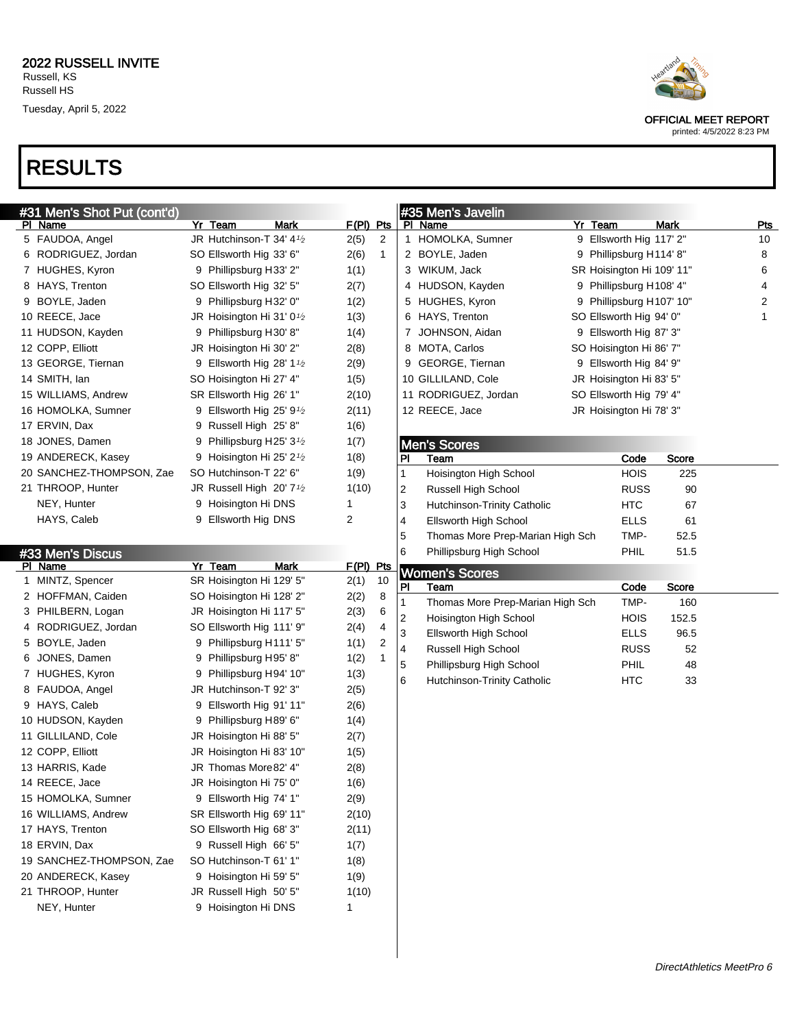# RESULTS

### #31 Men's Shot Put (cont'd)

| Pl | Name | Yr | Team | Mark | F(Pl) | Pts |
|---|---|---|---|---|---|---|
| 5 | FAUDOA, Angel | JR | Hutchinson-T | 34' 4½ | 2(5) | 2 |
| 6 | RODRIGUEZ, Jordan | SO | Ellsworth Hig | 33' 6" | 2(6) | 1 |
| 7 | HUGHES, Kyron | 9 | Phillipsburg H | 33' 2" | 1(1) | |
| 8 | HAYS, Trenton | SO | Ellsworth Hig | 32' 5" | 2(7) | |
| 9 | BOYLE, Jaden | 9 | Phillipsburg H | 32' 0" | 1(2) | |
| 10 | REECE, Jace | JR | Hoisington Hi | 31' 0½ | 1(3) | |
| 11 | HUDSON, Kayden | 9 | Phillipsburg H | 30' 8" | 1(4) | |
| 12 | COPP, Elliott | JR | Hoisington Hi | 30' 2" | 2(8) | |
| 13 | GEORGE, Tiernan | 9 | Ellsworth Hig | 28' 1½ | 2(9) | |
| 14 | SMITH, Ian | SO | Hoisington Hi | 27' 4" | 1(5) | |
| 15 | WILLIAMS, Andrew | SR | Ellsworth Hig | 26' 1" | 2(10) | |
| 16 | HOMOLKA, Sumner | 9 | Ellsworth Hig | 25' 9½ | 2(11) | |
| 17 | ERVIN, Dax | 9 | Russell High | 25' 8" | 1(6) | |
| 18 | JONES, Damen | 9 | Phillipsburg H | 25' 3½ | 1(7) | |
| 19 | ANDERECK, Kasey | 9 | Hoisington Hi | 25' 2½ | 1(8) | |
| 20 | SANCHEZ-THOMPSON, Zae | SO | Hutchinson-T | 22' 6" | 1(9) | |
| 21 | THROOP, Hunter | JR | Russell High | 20' 7½ | 1(10) | |
| | NEY, Hunter | 9 | Hoisington Hi | DNS | 1 | |
| | HAYS, Caleb | 9 | Ellsworth Hig | DNS | 2 | |

### #33 Men's Discus

| Pl | Name | Yr | Team | Mark | F(Pl) | Pts |
|---|---|---|---|---|---|---|
| 1 | MINTZ, Spencer | SR | Hoisington Hi | 129' 5" | 2(1) | 10 |
| 2 | HOFFMAN, Caiden | SO | Hoisington Hi | 128' 2" | 2(2) | 8 |
| 3 | PHILBERN, Logan | JR | Hoisington Hi | 117' 5" | 2(3) | 6 |
| 4 | RODRIGUEZ, Jordan | SO | Ellsworth Hig | 111' 9" | 2(4) | 4 |
| 5 | BOYLE, Jaden | 9 | Phillipsburg H | 111' 5" | 1(1) | 2 |
| 6 | JONES, Damen | 9 | Phillipsburg H | 95' 8" | 1(2) | 1 |
| 7 | HUGHES, Kyron | 9 | Phillipsburg H | 94' 10" | 1(3) | |
| 8 | FAUDOA, Angel | JR | Hutchinson-T | 92' 3" | 2(5) | |
| 9 | HAYS, Caleb | 9 | Ellsworth Hig | 91' 11" | 2(6) | |
| 10 | HUDSON, Kayden | 9 | Phillipsburg H | 89' 6" | 1(4) | |
| 11 | GILLILAND, Cole | JR | Hoisington Hi | 88' 5" | 2(7) | |
| 12 | COPP, Elliott | JR | Hoisington Hi | 83' 10" | 1(5) | |
| 13 | HARRIS, Kade | JR | Thomas More | 82' 4" | 2(8) | |
| 14 | REECE, Jace | JR | Hoisington Hi | 75' 0" | 1(6) | |
| 15 | HOMOLKA, Sumner | 9 | Ellsworth Hig | 74' 1" | 2(9) | |
| 16 | WILLIAMS, Andrew | SR | Ellsworth Hig | 69' 11" | 2(10) | |
| 17 | HAYS, Trenton | SO | Ellsworth Hig | 68' 3" | 2(11) | |
| 18 | ERVIN, Dax | 9 | Russell High | 66' 5" | 1(7) | |
| 19 | SANCHEZ-THOMPSON, Zae | SO | Hutchinson-T | 61' 1" | 1(8) | |
| 20 | ANDERECK, Kasey | 9 | Hoisington Hi | 59' 5" | 1(9) | |
| 21 | THROOP, Hunter | JR | Russell High | 50' 5" | 1(10) | |
| | NEY, Hunter | 9 | Hoisington Hi | DNS | 1 | |

### #35 Men's Javelin

| Pl | Name | Yr | Team | Mark | Pts |
|---|---|---|---|---|---|
| 1 | HOMOLKA, Sumner | 9 | Ellsworth Hig | 117' 2" | 10 |
| 2 | BOYLE, Jaden | 9 | Phillipsburg H | 114' 8" | 8 |
| 3 | WIKUM, Jack | SR | Hoisington Hi | 109' 11" | 6 |
| 4 | HUDSON, Kayden | 9 | Phillipsburg H | 108' 4" | 4 |
| 5 | HUGHES, Kyron | 9 | Phillipsburg H | 107' 10" | 2 |
| 6 | HAYS, Trenton | SO | Ellsworth Hig | 94' 0" | 1 |
| 7 | JOHNSON, Aidan | 9 | Ellsworth Hig | 87' 3" | |
| 8 | MOTA, Carlos | SO | Hoisington Hi | 86' 7" | |
| 9 | GEORGE, Tiernan | 9 | Ellsworth Hig | 84' 9" | |
| 10 | GILLILAND, Cole | JR | Hoisington Hi | 83' 5" | |
| 11 | RODRIGUEZ, Jordan | SO | Ellsworth Hig | 79' 4" | |
| 12 | REECE, Jace | JR | Hoisington Hi | 78' 3" | |

### Men's Scores

| Pl | Team | Code | Score |
|---|---|---|---|
| 1 | Hoisington High School | HOIS | 225 |
| 2 | Russell High School | RUSS | 90 |
| 3 | Hutchinson-Trinity Catholic | HTC | 67 |
| 4 | Ellsworth High School | ELLS | 61 |
| 5 | Thomas More Prep-Marian High Sch | TMP- | 52.5 |
| 6 | Phillipsburg High School | PHIL | 51.5 |

### Women's Scores

| Pl | Team | Code | Score |
|---|---|---|---|
| 1 | Thomas More Prep-Marian High Sch | TMP- | 160 |
| 2 | Hoisington High School | HOIS | 152.5 |
| 3 | Ellsworth High School | ELLS | 96.5 |
| 4 | Russell High School | RUSS | 52 |
| 5 | Phillipsburg High School | PHIL | 48 |
| 6 | Hutchinson-Trinity Catholic | HTC | 33 |